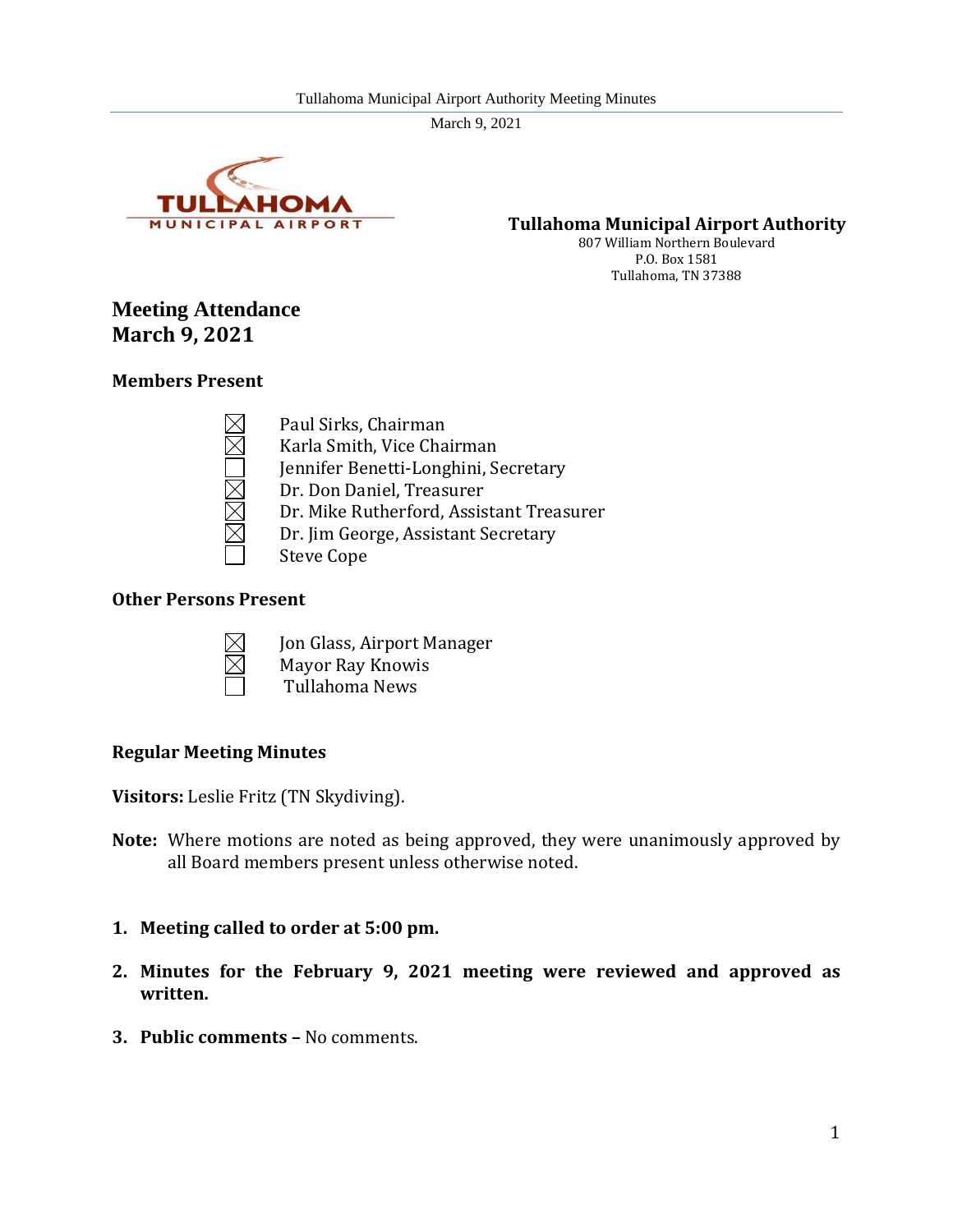**Tullahoma Municipal Airport Authority**
807 William Northern Boulevard
P.O. Box 1581
Tullahoma, TN 37388

## Meeting Attendance
## March 9, 2021

### Members Present

- ☒ Paul Sirks, Chairman
- ☒ Karla Smith, Vice Chairman
- ☐ Jennifer Benetti-Longhini, Secretary
- ☒ Dr. Don Daniel, Treasurer
- ☒ Dr. Mike Rutherford, Assistant Treasurer
- ☒ Dr. Jim George, Assistant Secretary
- ☐ Steve Cope

### Other Persons Present

- ☒ Jon Glass, Airport Manager
- ☒ Mayor Ray Knowis
- ☐ Tullahoma News

### Regular Meeting Minutes

**Visitors:** Leslie Fritz (TN Skydiving).

**Note:** Where motions are noted as being approved, they were unanimously approved by all Board members present unless otherwise noted.

1. **Meeting called to order at 5:00 pm.**
2. **Minutes for the February 9, 2021 meeting were reviewed and approved as written.**
3. **Public comments –** No comments.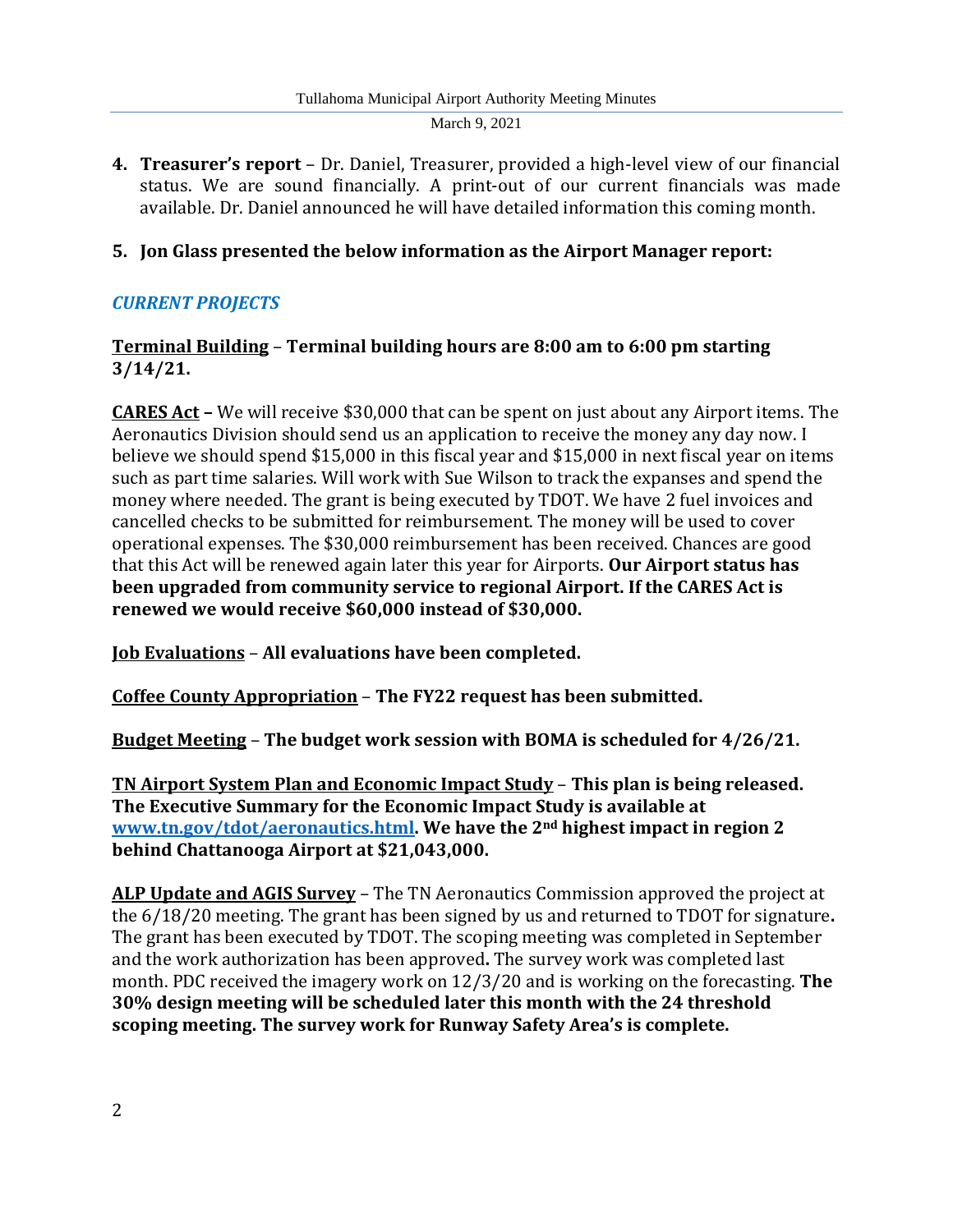4. **Treasurer's report** – Dr. Daniel, Treasurer, provided a high-level view of our financial status. We are sound financially. A print-out of our current financials was made available. Dr. Daniel announced he will have detailed information this coming month.

5. **Jon Glass presented the below information as the Airport Manager report:**

***CURRENT PROJECTS***

**Terminal Building** – **Terminal building hours are 8:00 am to 6:00 pm starting 3/14/21.**

**CARES Act –** We will receive $30,000 that can be spent on just about any Airport items. The Aeronautics Division should send us an application to receive the money any day now. I believe we should spend $15,000 in this fiscal year and $15,000 in next fiscal year on items such as part time salaries. Will work with Sue Wilson to track the expanses and spend the money where needed. The grant is being executed by TDOT. We have 2 fuel invoices and cancelled checks to be submitted for reimbursement. The money will be used to cover operational expenses. The $30,000 reimbursement has been received. Chances are good that this Act will be renewed again later this year for Airports. **Our Airport status has been upgraded from community service to regional Airport. If the CARES Act is renewed we would receive $60,000 instead of $30,000.**

**Job Evaluations** – **All evaluations have been completed.**

**Coffee County Appropriation** – **The FY22 request has been submitted.**

**Budget Meeting** – **The budget work session with BOMA is scheduled for 4/26/21.**

**TN Airport System Plan and Economic Impact Study** – **This plan is being released. The Executive Summary for the Economic Impact Study is available at [www.tn.gov/tdot/aeronautics.html](www.tn.gov/tdot/aeronautics.html). We have the 2nd highest impact in region 2 behind Chattanooga Airport at $21,043,000.**

**ALP Update and AGIS Survey** – The TN Aeronautics Commission approved the project at the 6/18/20 meeting. The grant has been signed by us and returned to TDOT for signature**.** The grant has been executed by TDOT. The scoping meeting was completed in September and the work authorization has been approved**.** The survey work was completed last month. PDC received the imagery work on 12/3/20 and is working on the forecasting. **The 30% design meeting will be scheduled later this month with the 24 threshold scoping meeting. The survey work for Runway Safety Area's is complete.**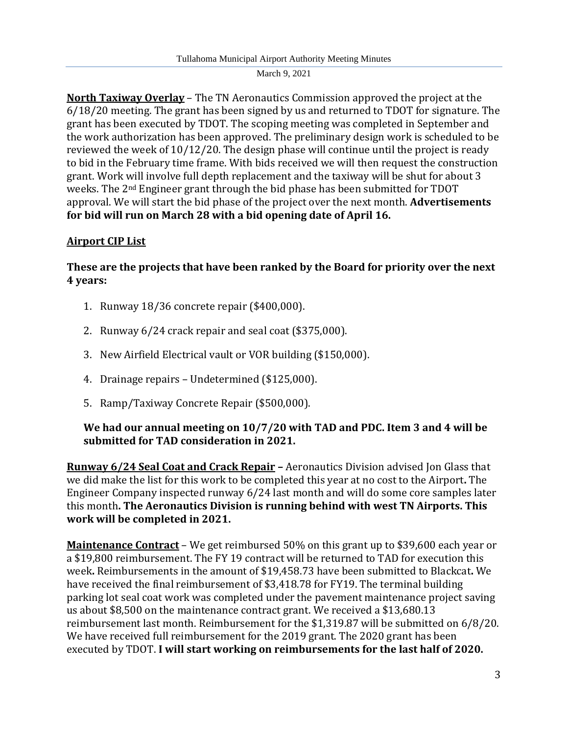**North Taxiway Overlay** – The TN Aeronautics Commission approved the project at the 6/18/20 meeting. The grant has been signed by us and returned to TDOT for signature. The grant has been executed by TDOT. The scoping meeting was completed in September and the work authorization has been approved. The preliminary design work is scheduled to be reviewed the week of 10/12/20. The design phase will continue until the project is ready to bid in the February time frame. With bids received we will then request the construction grant. Work will involve full depth replacement and the taxiway will be shut for about 3 weeks. The 2nd Engineer grant through the bid phase has been submitted for TDOT approval. We will start the bid phase of the project over the next month. **Advertisements for bid will run on March 28 with a bid opening date of April 16.**

**Airport CIP List**

**These are the projects that have been ranked by the Board for priority over the next 4 years:**

1. Runway 18/36 concrete repair ($400,000).
2. Runway 6/24 crack repair and seal coat ($375,000).
3. New Airfield Electrical vault or VOR building ($150,000).
4. Drainage repairs – Undetermined ($125,000).
5. Ramp/Taxiway Concrete Repair ($500,000).

**We had our annual meeting on 10/7/20 with TAD and PDC. Item 3 and 4 will be submitted for TAD consideration in 2021.**

**Runway 6/24 Seal Coat and Crack Repair –** Aeronautics Division advised Jon Glass that we did make the list for this work to be completed this year at no cost to the Airport**.** The Engineer Company inspected runway 6/24 last month and will do some core samples later this month**. The Aeronautics Division is running behind with west TN Airports. This work will be completed in 2021.**

**Maintenance Contract** – We get reimbursed 50% on this grant up to $39,600 each year or a $19,800 reimbursement. The FY 19 contract will be returned to TAD for execution this week**.** Reimbursements in the amount of $19,458.73 have been submitted to Blackcat**.** We have received the final reimbursement of $3,418.78 for FY19. The terminal building parking lot seal coat work was completed under the pavement maintenance project saving us about $8,500 on the maintenance contract grant. We received a $13,680.13 reimbursement last month. Reimbursement for the $1,319.87 will be submitted on 6/8/20. We have received full reimbursement for the 2019 grant. The 2020 grant has been executed by TDOT. **I will start working on reimbursements for the last half of 2020.**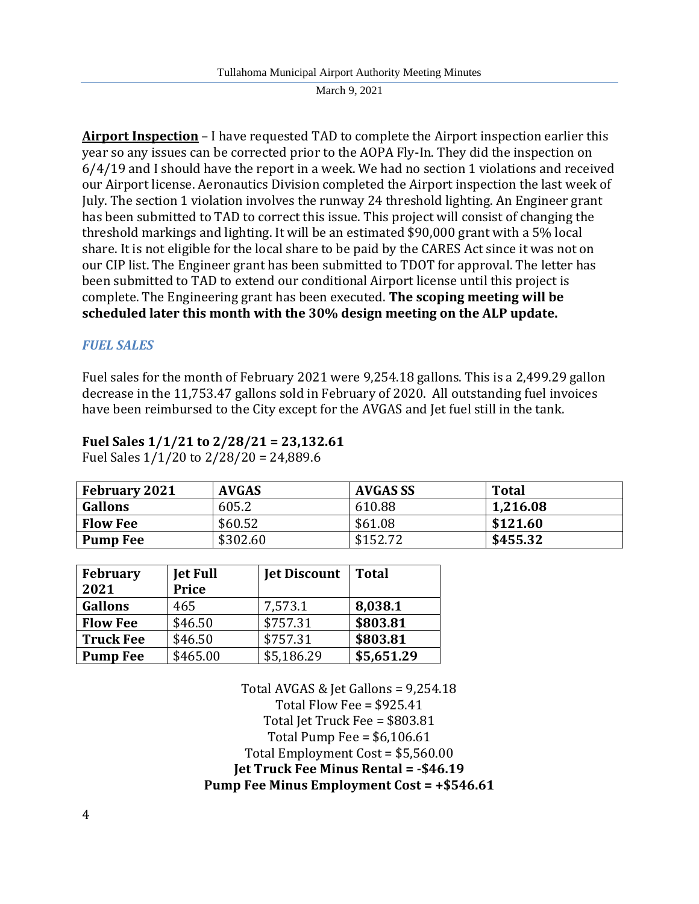**<u>Airport Inspection</u>** – I have requested TAD to complete the Airport inspection earlier this year so any issues can be corrected prior to the AOPA Fly-In. They did the inspection on 6/4/19 and I should have the report in a week. We had no section 1 violations and received our Airport license. Aeronautics Division completed the Airport inspection the last week of July. The section 1 violation involves the runway 24 threshold lighting. An Engineer grant has been submitted to TAD to correct this issue. This project will consist of changing the threshold markings and lighting. It will be an estimated $90,000 grant with a 5% local share. It is not eligible for the local share to be paid by the CARES Act since it was not on our CIP list. The Engineer grant has been submitted to TDOT for approval. The letter has been submitted to TAD to extend our conditional Airport license until this project is complete. The Engineering grant has been executed. **The scoping meeting will be scheduled later this month with the 30% design meeting on the ALP update.**

## *FUEL SALES*

Fuel sales for the month of February 2021 were 9,254.18 gallons. This is a 2,499.29 gallon decrease in the 11,753.47 gallons sold in February of 2020. All outstanding fuel invoices have been reimbursed to the City except for the AVGAS and Jet fuel still in the tank.

**Fuel Sales 1/1/21 to 2/28/21 = 23,132.61**
Fuel Sales 1/1/20 to 2/28/20 = 24,889.6

| **February 2021** | **AVGAS** | **AVGAS SS** | **Total** |
|---|---|---|---|
| **Gallons** | 605.2 | 610.88 | **1,216.08** |
| **Flow Fee** | $60.52 | $61.08 | **$121.60** |
| **Pump Fee** | $302.60 | $152.72 | **$455.32** |

| **February 2021** | **Jet Full Price** | **Jet Discount** | **Total** |
|---|---|---|---|
| **Gallons** | 465 | 7,573.1 | **8,038.1** |
| **Flow Fee** | $46.50 | $757.31 | **$803.81** |
| **Truck Fee** | $46.50 | $757.31 | **$803.81** |
| **Pump Fee** | $465.00 | $5,186.29 | **$5,651.29** |

Total AVGAS & Jet Gallons = 9,254.18
Total Flow Fee = $925.41
Total Jet Truck Fee = $803.81
Total Pump Fee = $6,106.61
Total Employment Cost = $5,560.00
**Jet Truck Fee Minus Rental = -$46.19**
**Pump Fee Minus Employment Cost = +$546.61**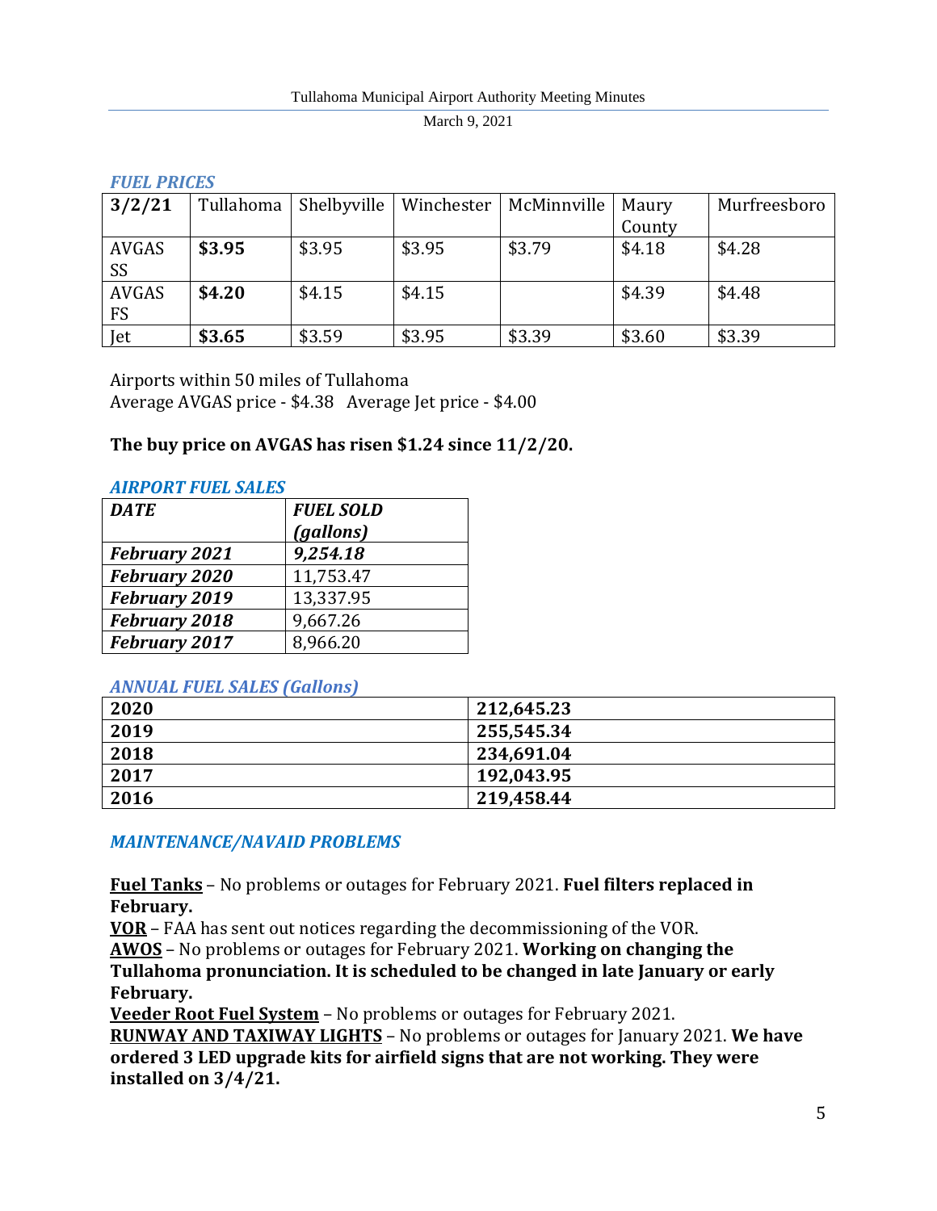### *FUEL PRICES*

| 3/2/21 | Tullahoma | Shelbyville | Winchester | McMinnville | Maury County | Murfreesboro |
|---|---|---|---|---|---|---|
| AVGAS SS | **$3.95** | $3.95 | $3.95 | $3.79 | $4.18 | $4.28 |
| AVGAS FS | **$4.20** | $4.15 | $4.15 | | $4.39 | $4.48 |
| Jet | **$3.65** | $3.59 | $3.95 | $3.39 | $3.60 | $3.39 |

Airports within 50 miles of Tullahoma
Average AVGAS price - $4.38 Average Jet price - $4.00

**The buy price on AVGAS has risen $1.24 since 11/2/20.**

### *AIRPORT FUEL SALES*

| *DATE* | *FUEL SOLD (gallons)* |
|---|---|
| ***February 2021*** | ***9,254.18*** |
| ***February 2020*** | 11,753.47 |
| ***February 2019*** | 13,337.95 |
| ***February 2018*** | 9,667.26 |
| ***February 2017*** | 8,966.20 |

### *ANNUAL FUEL SALES (Gallons)*

| | |
|---|---|
| **2020** | **212,645.23** |
| **2019** | **255,545.34** |
| **2018** | **234,691.04** |
| **2017** | **192,043.95** |
| **2016** | **219,458.44** |

### *MAINTENANCE/NAVAID PROBLEMS*

**Fuel Tanks** – No problems or outages for February 2021. **Fuel filters replaced in February.**
**VOR** – FAA has sent out notices regarding the decommissioning of the VOR.
**AWOS** – No problems or outages for February 2021. **Working on changing the Tullahoma pronunciation. It is scheduled to be changed in late January or early February.**
**Veeder Root Fuel System** – No problems or outages for February 2021.
**RUNWAY AND TAXIWAY LIGHTS** – No problems or outages for January 2021. **We have ordered 3 LED upgrade kits for airfield signs that are not working. They were installed on 3/4/21.**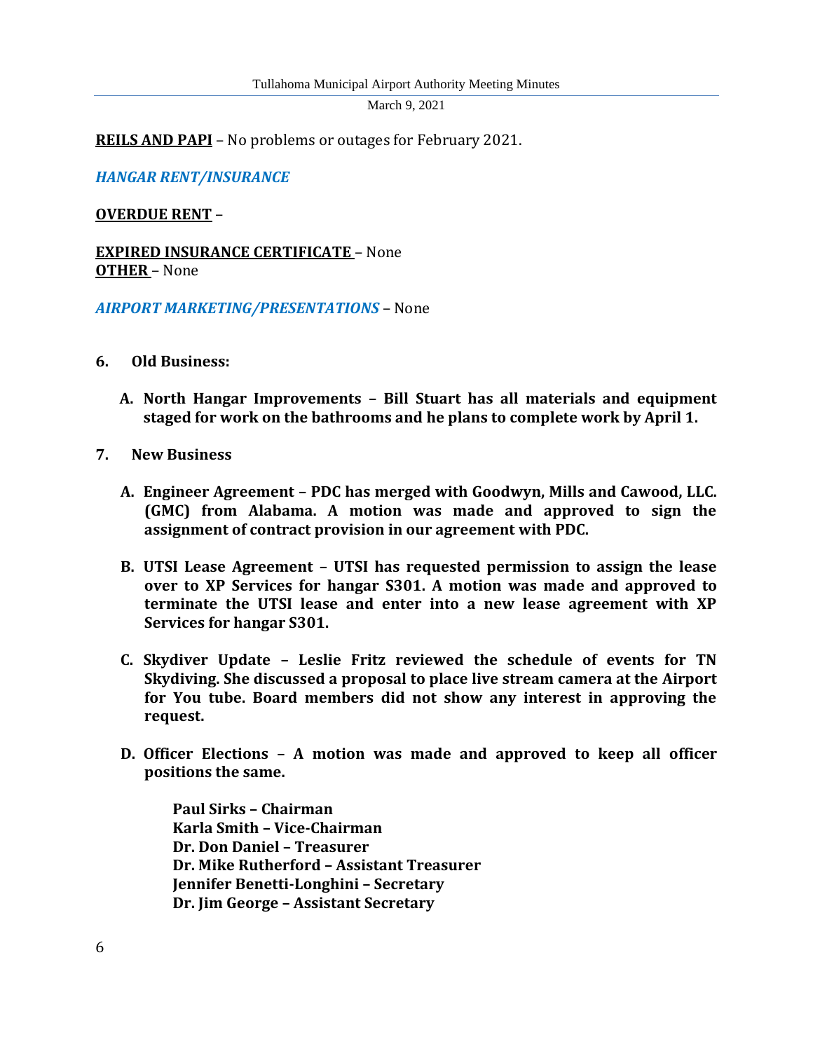**<u>REILS AND PAPI</u>** – No problems or outages for February 2021.

***HANGAR RENT/INSURANCE***

**<u>OVERDUE RENT</u>** –

**<u>EXPIRED INSURANCE CERTIFICATE</u>** – None
**<u>OTHER</u>** – None

***AIRPORT MARKETING/PRESENTATIONS*** – None

6. **Old Business:**

   A. **North Hangar Improvements – Bill Stuart has all materials and equipment staged for work on the bathrooms and he plans to complete work by April 1.**

7. **New Business**

   A. **Engineer Agreement – PDC has merged with Goodwyn, Mills and Cawood, LLC. (GMC) from Alabama. A motion was made and approved to sign the assignment of contract provision in our agreement with PDC.**

   B. **UTSI Lease Agreement – UTSI has requested permission to assign the lease over to XP Services for hangar S301. A motion was made and approved to terminate the UTSI lease and enter into a new lease agreement with XP Services for hangar S301.**

   C. **Skydiver Update – Leslie Fritz reviewed the schedule of events for TN Skydiving. She discussed a proposal to place live stream camera at the Airport for You tube. Board members did not show any interest in approving the request.**

   D. **Officer Elections – A motion was made and approved to keep all officer positions the same.**

      **Paul Sirks – Chairman**
      **Karla Smith – Vice-Chairman**
      **Dr. Don Daniel – Treasurer**
      **Dr. Mike Rutherford – Assistant Treasurer**
      **Jennifer Benetti-Longhini – Secretary**
      **Dr. Jim George – Assistant Secretary**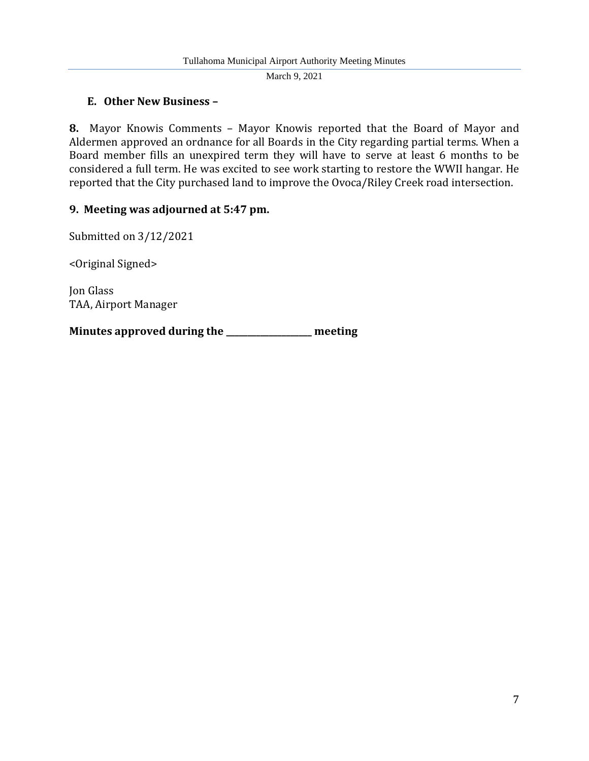### E. Other New Business –

**8.** Mayor Knowis Comments – Mayor Knowis reported that the Board of Mayor and Aldermen approved an ordnance for all Boards in the City regarding partial terms. When a Board member fills an unexpired term they will have to serve at least 6 months to be considered a full term. He was excited to see work starting to restore the WWII hangar. He reported that the City purchased land to improve the Ovoca/Riley Creek road intersection.

**9. Meeting was adjourned at 5:47 pm.**

Submitted on 3/12/2021

<Original Signed>

Jon Glass
TAA, Airport Manager

**Minutes approved during the ___________________ meeting**